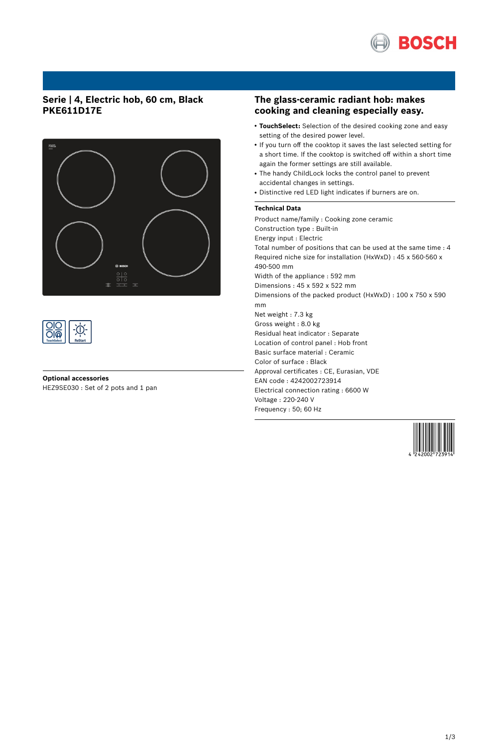# Serie | 4, Electric hob, 60 cm, Black
# PKE611D17E

## Optional accessories

HEZ9SE030 : Set of 2 pots and 1 pan

## The glass-ceramic radiant hob: makes cooking and cleaning especially easy.

- **TouchSelect:** Selection of the desired cooking zone and easy setting of the desired power level.
- If you turn off the cooktop it saves the last selected setting for a short time. If the cooktop is switched off within a short time again the former settings are still available.
- The handy ChildLock locks the control panel to prevent accidental changes in settings.
- Distinctive red LED light indicates if burners are on.

### Technical Data

Product name/family : Cooking zone ceramic
Construction type : Built-in
Energy input : Electric
Total number of positions that can be used at the same time : 4
Required niche size for installation (HxWxD) : 45 x 560-560 x 490-500 mm
Width of the appliance : 592 mm
Dimensions : 45 x 592 x 522 mm
Dimensions of the packed product (HxWxD) : 100 x 750 x 590 mm
Net weight : 7.3 kg
Gross weight : 8.0 kg
Residual heat indicator : Separate
Location of control panel : Hob front
Basic surface material : Ceramic
Color of surface : Black
Approval certificates : CE, Eurasian, VDE
EAN code : 4242002723914
Electrical connection rating : 6600 W
Voltage : 220-240 V
Frequency : 50; 60 Hz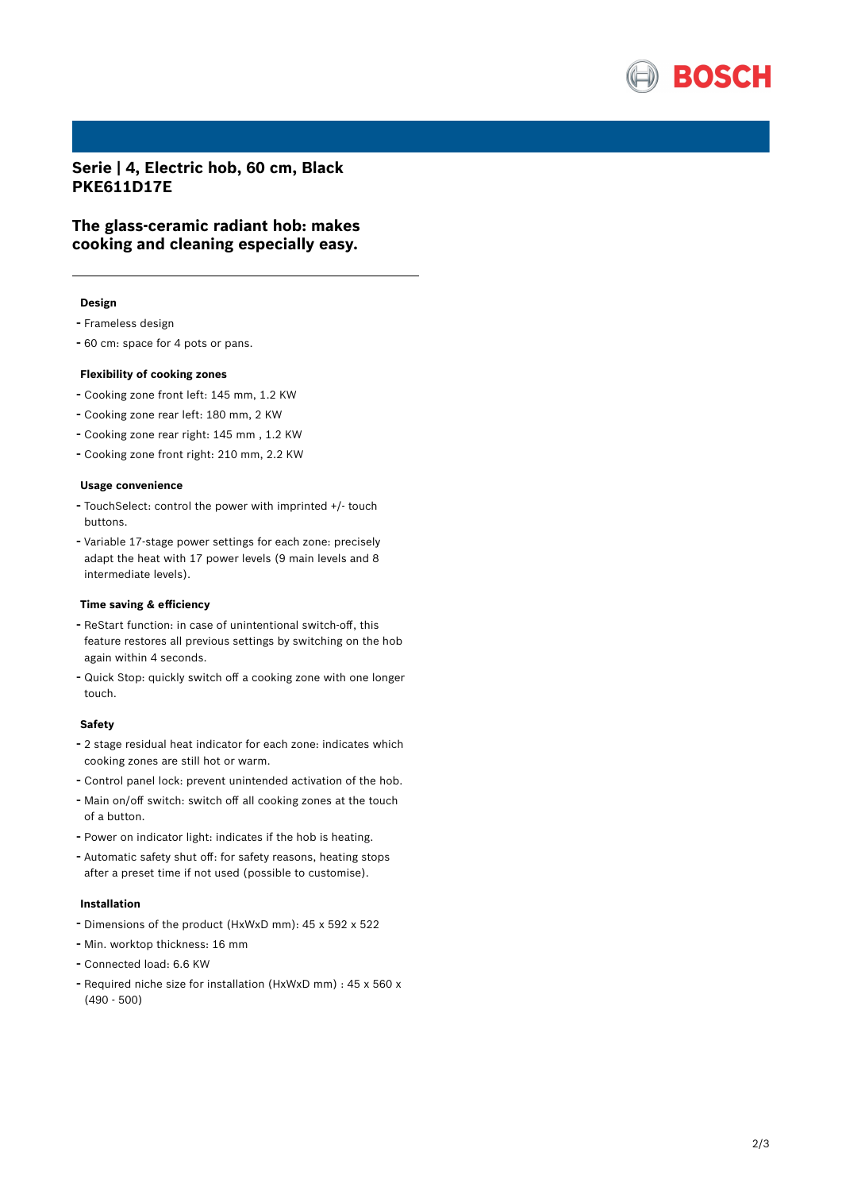# Serie | 4, Electric hob, 60 cm, Black PKE611D17E

## The glass-ceramic radiant hob: makes cooking and cleaning especially easy.

### Design

- Frameless design
- 60 cm: space for 4 pots or pans.

### Flexibility of cooking zones

- Cooking zone front left: 145 mm, 1.2 KW
- Cooking zone rear left: 180 mm, 2 KW
- Cooking zone rear right: 145 mm , 1.2 KW
- Cooking zone front right: 210 mm, 2.2 KW

### Usage convenience

- TouchSelect: control the power with imprinted +/- touch buttons.
- Variable 17-stage power settings for each zone: precisely adapt the heat with 17 power levels (9 main levels and 8 intermediate levels).

### Time saving & efficiency

- ReStart function: in case of unintentional switch-off, this feature restores all previous settings by switching on the hob again within 4 seconds.
- Quick Stop: quickly switch off a cooking zone with one longer touch.

### Safety

- 2 stage residual heat indicator for each zone: indicates which cooking zones are still hot or warm.
- Control panel lock: prevent unintended activation of the hob.
- Main on/off switch: switch off all cooking zones at the touch of a button.
- Power on indicator light: indicates if the hob is heating.
- Automatic safety shut off: for safety reasons, heating stops after a preset time if not used (possible to customise).

### Installation

- Dimensions of the product (HxWxD mm): 45 x 592 x 522
- Min. worktop thickness: 16 mm
- Connected load: 6.6 KW
- Required niche size for installation (HxWxD mm) : 45 x 560 x (490 - 500)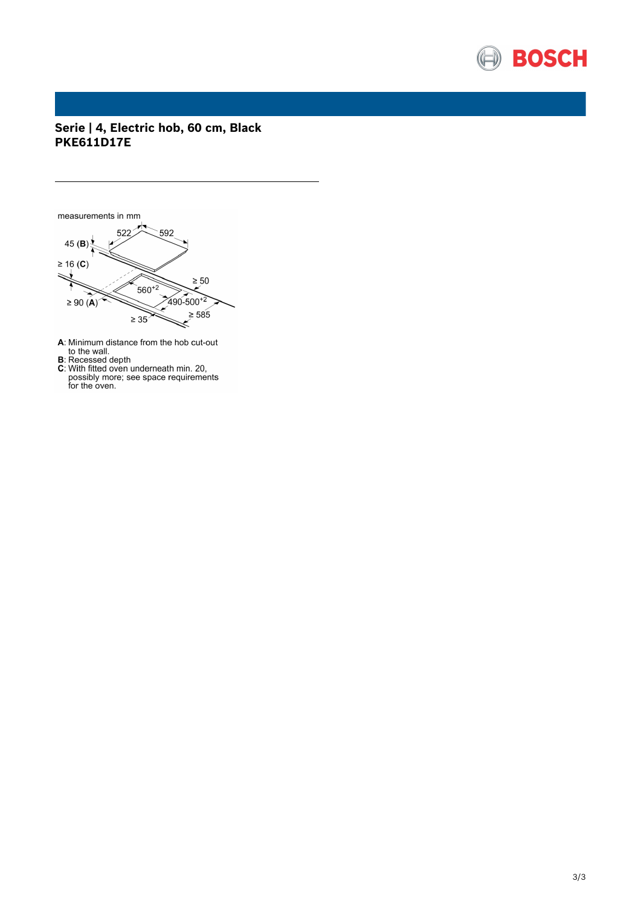**Serie | 4, Electric hob, 60 cm, Black**
**PKE611D17E**

measurements in mm

522
592
45 (B)
≥ 16 (C)
≥ 50
$560^{+2}$
$490\text{-}500^{+2}$
≥ 90 (A)
≥ 585
≥ 35

**A**: Minimum distance from the hob cut-out to the wall.
**B**: Recessed depth
**C**: With fitted oven underneath min. 20, possibly more; see space requirements for the oven.